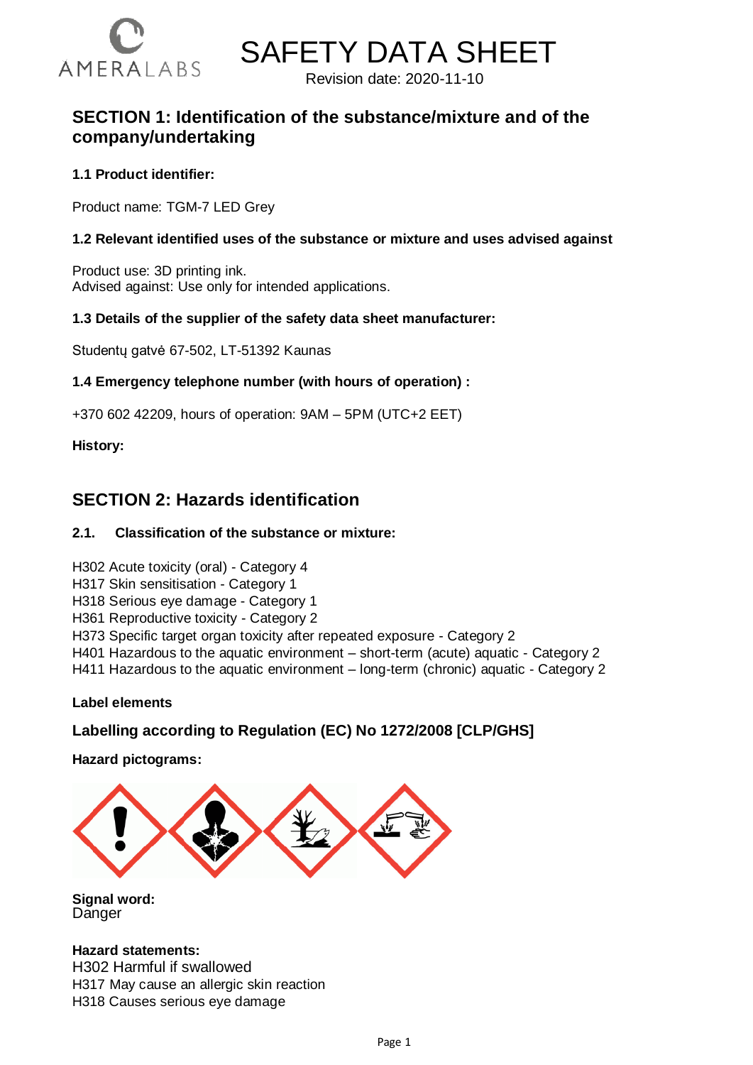AMERALABS

# SAFETY DATA SHEET

Revision date: 2020-11-10

## SECTION 1: Identification of the substance/mixture and of the company/undertaking

### 1.1 Product identifier:

Product name: TGM-7 LED Grey

### 1.2 Relevant identified uses of the substance or mixture and uses advised against

Product use: 3D printing ink.
Advised against: Use only for intended applications.

### 1.3 Details of the supplier of the safety data sheet manufacturer:

Studentų gatvė 67-502, LT-51392 Kaunas

### 1.4 Emergency telephone number (with hours of operation) :

+370 602 42209, hours of operation: 9AM – 5PM (UTC+2 EET)

**History:**

## SECTION 2: Hazards identification

### 2.1. Classification of the substance or mixture:

H302 Acute toxicity (oral) - Category 4
H317 Skin sensitisation - Category 1
H318 Serious eye damage - Category 1
H361 Reproductive toxicity - Category 2
H373 Specific target organ toxicity after repeated exposure - Category 2
H401 Hazardous to the aquatic environment – short-term (acute) aquatic - Category 2
H411 Hazardous to the aquatic environment – long-term (chronic) aquatic - Category 2

**Label elements**

### Labelling according to Regulation (EC) No 1272/2008 [CLP/GHS]

**Hazard pictograms:**

**Signal word:**
Danger

**Hazard statements:**
H302 Harmful if swallowed
H317 May cause an allergic skin reaction
H318 Causes serious eye damage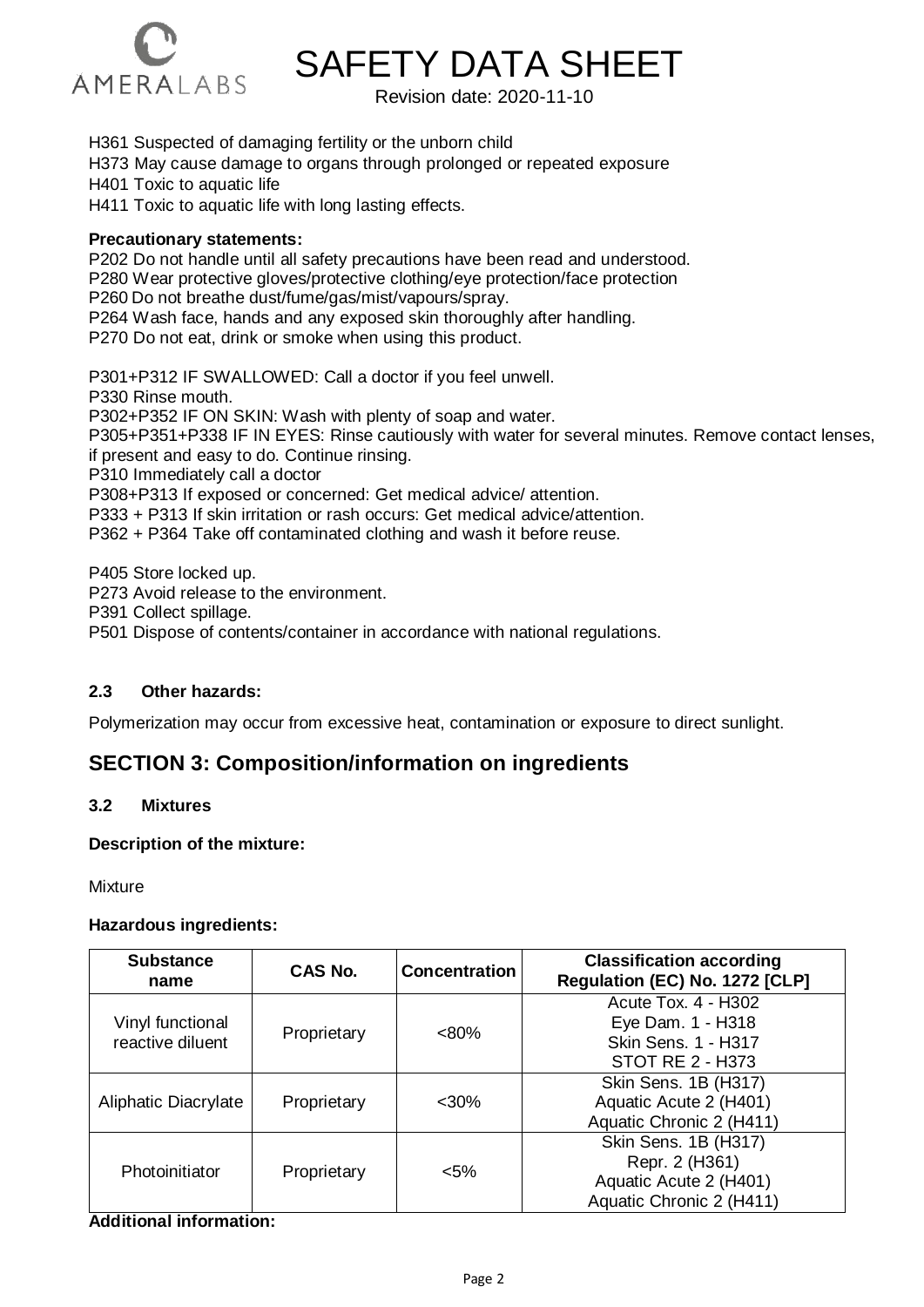H361 Suspected of damaging fertility or the unborn child
H373 May cause damage to organs through prolonged or repeated exposure
H401 Toxic to aquatic life
H411 Toxic to aquatic life with long lasting effects.

**Precautionary statements:**

P202 Do not handle until all safety precautions have been read and understood.
P280 Wear protective gloves/protective clothing/eye protection/face protection
P260 Do not breathe dust/fume/gas/mist/vapours/spray.
P264 Wash face, hands and any exposed skin thoroughly after handling.
P270 Do not eat, drink or smoke when using this product.

P301+P312 IF SWALLOWED: Call a doctor if you feel unwell.
P330 Rinse mouth.
P302+P352 IF ON SKIN: Wash with plenty of soap and water.
P305+P351+P338 IF IN EYES: Rinse cautiously with water for several minutes. Remove contact lenses, if present and easy to do. Continue rinsing.
P310 Immediately call a doctor
P308+P313 If exposed or concerned: Get medical advice/ attention.
P333 + P313 If skin irritation or rash occurs: Get medical advice/attention.
P362 + P364 Take off contaminated clothing and wash it before reuse.

P405 Store locked up.
P273 Avoid release to the environment.
P391 Collect spillage.
P501 Dispose of contents/container in accordance with national regulations.

### 2.3 Other hazards:

Polymerization may occur from excessive heat, contamination or exposure to direct sunlight.

## SECTION 3: Composition/information on ingredients

### 3.2 Mixtures

**Description of the mixture:**

Mixture

**Hazardous ingredients:**

| Substance name | CAS No. | Concentration | Classification according Regulation (EC) No. 1272 [CLP] |
|---|---|---|---|
| Vinyl functional reactive diluent | Proprietary | <80% | Acute Tox. 4 - H302<br>Eye Dam. 1 - H318<br>Skin Sens. 1 - H317<br>STOT RE 2 - H373 |
| Aliphatic Diacrylate | Proprietary | <30% | Skin Sens. 1B (H317)<br>Aquatic Acute 2 (H401)<br>Aquatic Chronic 2 (H411) |
| Photoinitiator | Proprietary | <5% | Skin Sens. 1B (H317)<br>Repr. 2 (H361)<br>Aquatic Acute 2 (H401)<br>Aquatic Chronic 2 (H411) |

**Additional information:**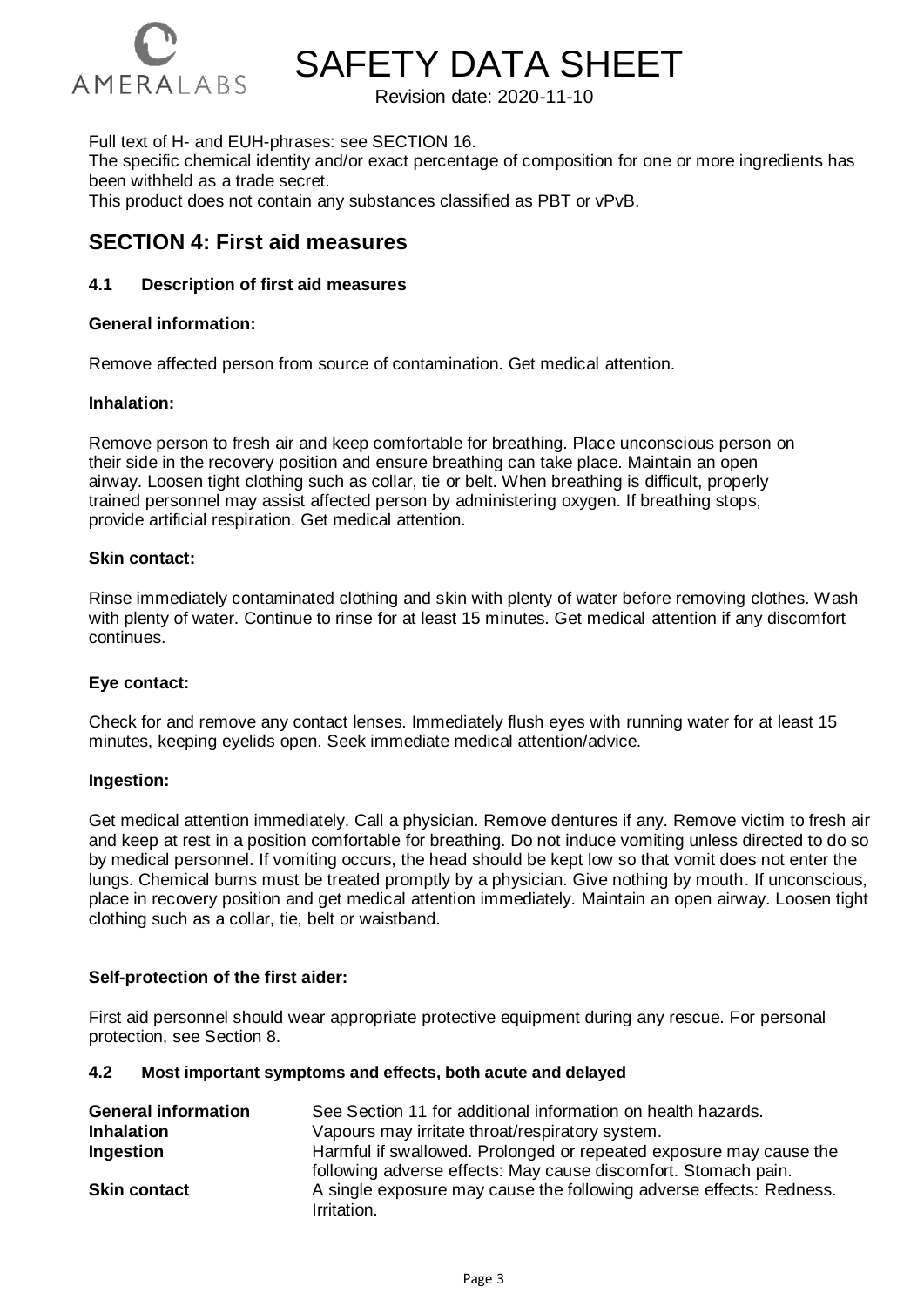Full text of H- and EUH-phrases: see SECTION 16.
The specific chemical identity and/or exact percentage of composition for one or more ingredients has been withheld as a trade secret.
This product does not contain any substances classified as PBT or vPvB.

## SECTION 4: First aid measures

### 4.1 Description of first aid measures

**General information:**

Remove affected person from source of contamination. Get medical attention.

**Inhalation:**

Remove person to fresh air and keep comfortable for breathing. Place unconscious person on their side in the recovery position and ensure breathing can take place. Maintain an open airway. Loosen tight clothing such as collar, tie or belt. When breathing is difficult, properly trained personnel may assist affected person by administering oxygen. If breathing stops, provide artificial respiration. Get medical attention.

**Skin contact:**

Rinse immediately contaminated clothing and skin with plenty of water before removing clothes. Wash with plenty of water. Continue to rinse for at least 15 minutes. Get medical attention if any discomfort continues.

**Eye contact:**

Check for and remove any contact lenses. Immediately flush eyes with running water for at least 15 minutes, keeping eyelids open. Seek immediate medical attention/advice.

**Ingestion:**

Get medical attention immediately. Call a physician. Remove dentures if any. Remove victim to fresh air and keep at rest in a position comfortable for breathing. Do not induce vomiting unless directed to do so by medical personnel. If vomiting occurs, the head should be kept low so that vomit does not enter the lungs. Chemical burns must be treated promptly by a physician. Give nothing by mouth. If unconscious, place in recovery position and get medical attention immediately. Maintain an open airway. Loosen tight clothing such as a collar, tie, belt or waistband.

**Self-protection of the first aider:**

First aid personnel should wear appropriate protective equipment during any rescue. For personal protection, see Section 8.

### 4.2 Most important symptoms and effects, both acute and delayed

| | |
|---|---|
| **General information** | See Section 11 for additional information on health hazards. |
| **Inhalation** | Vapours may irritate throat/respiratory system. |
| **Ingestion** | Harmful if swallowed. Prolonged or repeated exposure may cause the following adverse effects: May cause discomfort. Stomach pain. |
| **Skin contact** | A single exposure may cause the following adverse effects: Redness. Irritation. |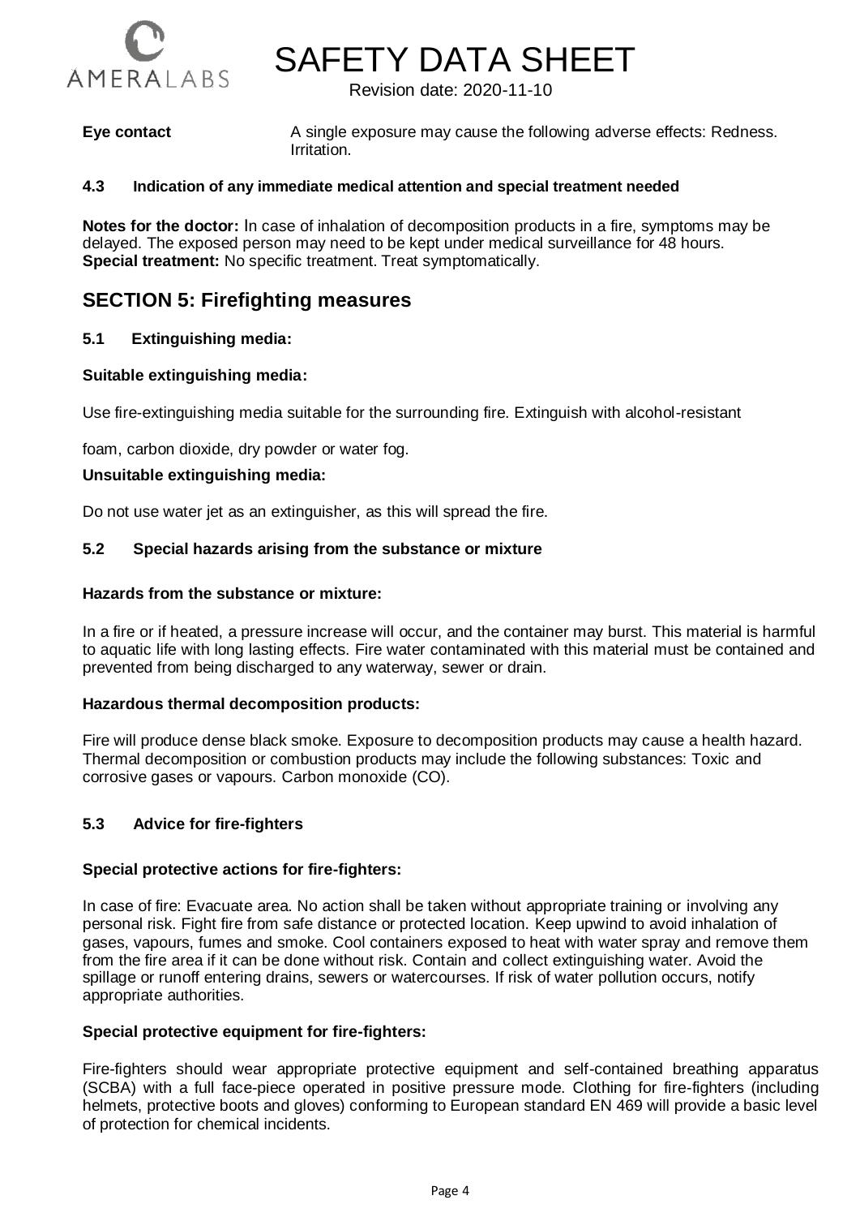**Eye contact** A single exposure may cause the following adverse effects: Redness. Irritation.

#### 4.3 Indication of any immediate medical attention and special treatment needed

**Notes for the doctor:** In case of inhalation of decomposition products in a fire, symptoms may be delayed. The exposed person may need to be kept under medical surveillance for 48 hours.
**Special treatment:** No specific treatment. Treat symptomatically.

## SECTION 5: Firefighting measures

### 5.1 Extinguishing media:

**Suitable extinguishing media:**

Use fire-extinguishing media suitable for the surrounding fire. Extinguish with alcohol-resistant

foam, carbon dioxide, dry powder or water fog.

**Unsuitable extinguishing media:**

Do not use water jet as an extinguisher, as this will spread the fire.

### 5.2 Special hazards arising from the substance or mixture

**Hazards from the substance or mixture:**

In a fire or if heated, a pressure increase will occur, and the container may burst. This material is harmful to aquatic life with long lasting effects. Fire water contaminated with this material must be contained and prevented from being discharged to any waterway, sewer or drain.

**Hazardous thermal decomposition products:**

Fire will produce dense black smoke. Exposure to decomposition products may cause a health hazard. Thermal decomposition or combustion products may include the following substances: Toxic and corrosive gases or vapours. Carbon monoxide (CO).

### 5.3 Advice for fire-fighters

**Special protective actions for fire-fighters:**

In case of fire: Evacuate area. No action shall be taken without appropriate training or involving any personal risk. Fight fire from safe distance or protected location. Keep upwind to avoid inhalation of gases, vapours, fumes and smoke. Cool containers exposed to heat with water spray and remove them from the fire area if it can be done without risk. Contain and collect extinguishing water. Avoid the spillage or runoff entering drains, sewers or watercourses. If risk of water pollution occurs, notify appropriate authorities.

**Special protective equipment for fire-fighters:**

Fire-fighters should wear appropriate protective equipment and self-contained breathing apparatus (SCBA) with a full face-piece operated in positive pressure mode. Clothing for fire-fighters (including helmets, protective boots and gloves) conforming to European standard EN 469 will provide a basic level of protection for chemical incidents.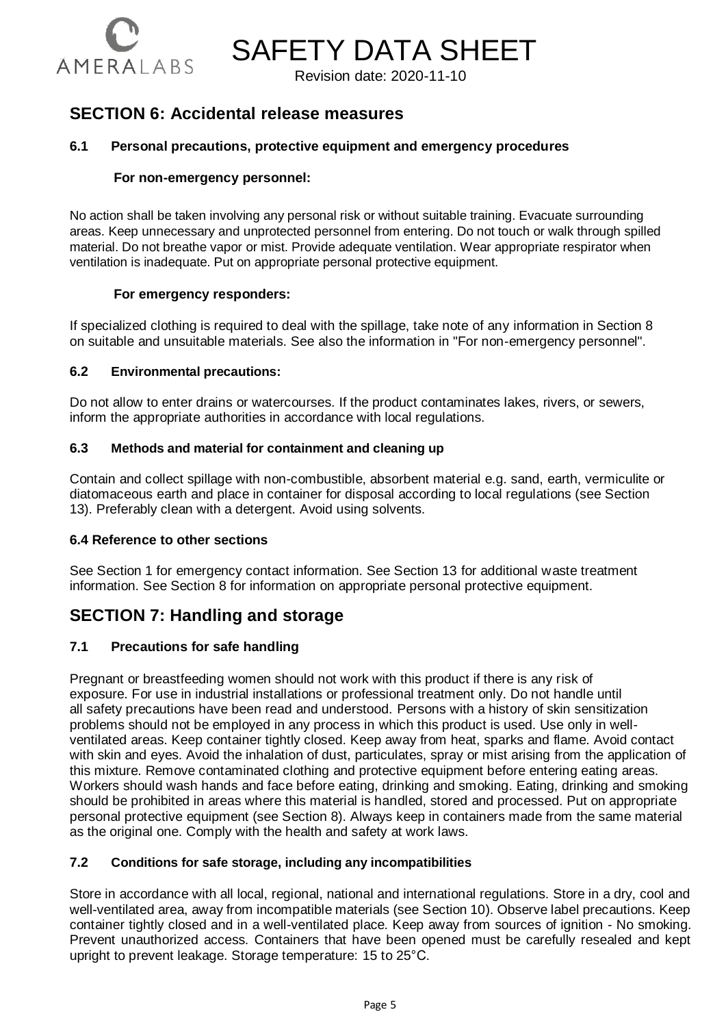## SECTION 6: Accidental release measures

### 6.1 Personal precautions, protective equipment and emergency procedures

**For non-emergency personnel:**

No action shall be taken involving any personal risk or without suitable training. Evacuate surrounding areas. Keep unnecessary and unprotected personnel from entering. Do not touch or walk through spilled material. Do not breathe vapor or mist. Provide adequate ventilation. Wear appropriate respirator when ventilation is inadequate. Put on appropriate personal protective equipment.

**For emergency responders:**

If specialized clothing is required to deal with the spillage, take note of any information in Section 8 on suitable and unsuitable materials. See also the information in "For non-emergency personnel".

### 6.2 Environmental precautions:

Do not allow to enter drains or watercourses. If the product contaminates lakes, rivers, or sewers, inform the appropriate authorities in accordance with local regulations.

### 6.3 Methods and material for containment and cleaning up

Contain and collect spillage with non-combustible, absorbent material e.g. sand, earth, vermiculite or diatomaceous earth and place in container for disposal according to local regulations (see Section 13). Preferably clean with a detergent. Avoid using solvents.

### 6.4 Reference to other sections

See Section 1 for emergency contact information. See Section 13 for additional waste treatment information. See Section 8 for information on appropriate personal protective equipment.

## SECTION 7: Handling and storage

### 7.1 Precautions for safe handling

Pregnant or breastfeeding women should not work with this product if there is any risk of exposure. For use in industrial installations or professional treatment only. Do not handle until all safety precautions have been read and understood. Persons with a history of skin sensitization problems should not be employed in any process in which this product is used. Use only in well-ventilated areas. Keep container tightly closed. Keep away from heat, sparks and flame. Avoid contact with skin and eyes. Avoid the inhalation of dust, particulates, spray or mist arising from the application of this mixture. Remove contaminated clothing and protective equipment before entering eating areas. Workers should wash hands and face before eating, drinking and smoking. Eating, drinking and smoking should be prohibited in areas where this material is handled, stored and processed. Put on appropriate personal protective equipment (see Section 8). Always keep in containers made from the same material as the original one. Comply with the health and safety at work laws.

### 7.2 Conditions for safe storage, including any incompatibilities

Store in accordance with all local, regional, national and international regulations. Store in a dry, cool and well-ventilated area, away from incompatible materials (see Section 10). Observe label precautions. Keep container tightly closed and in a well-ventilated place. Keep away from sources of ignition - No smoking. Prevent unauthorized access. Containers that have been opened must be carefully resealed and kept upright to prevent leakage. Storage temperature: 15 to 25°C.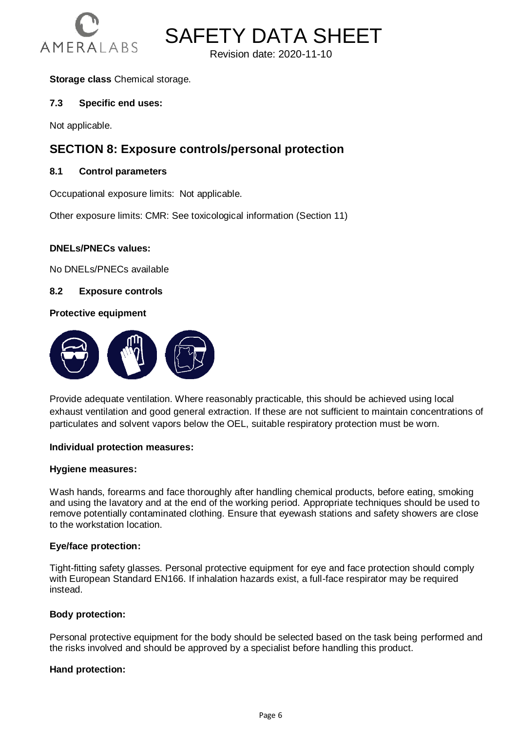**Storage class** Chemical storage.

### 7.3 Specific end uses:

Not applicable.

## SECTION 8: Exposure controls/personal protection

### 8.1 Control parameters

Occupational exposure limits: Not applicable.

Other exposure limits: CMR: See toxicological information (Section 11)

**DNELs/PNECs values:**

No DNELs/PNECs available

### 8.2 Exposure controls

**Protective equipment**

Provide adequate ventilation. Where reasonably practicable, this should be achieved using local exhaust ventilation and good general extraction. If these are not sufficient to maintain concentrations of particulates and solvent vapors below the OEL, suitable respiratory protection must be worn.

**Individual protection measures:**

**Hygiene measures:**

Wash hands, forearms and face thoroughly after handling chemical products, before eating, smoking and using the lavatory and at the end of the working period. Appropriate techniques should be used to remove potentially contaminated clothing. Ensure that eyewash stations and safety showers are close to the workstation location.

**Eye/face protection:**

Tight-fitting safety glasses. Personal protective equipment for eye and face protection should comply with European Standard EN166. If inhalation hazards exist, a full-face respirator may be required instead.

**Body protection:**

Personal protective equipment for the body should be selected based on the task being performed and the risks involved and should be approved by a specialist before handling this product.

**Hand protection:**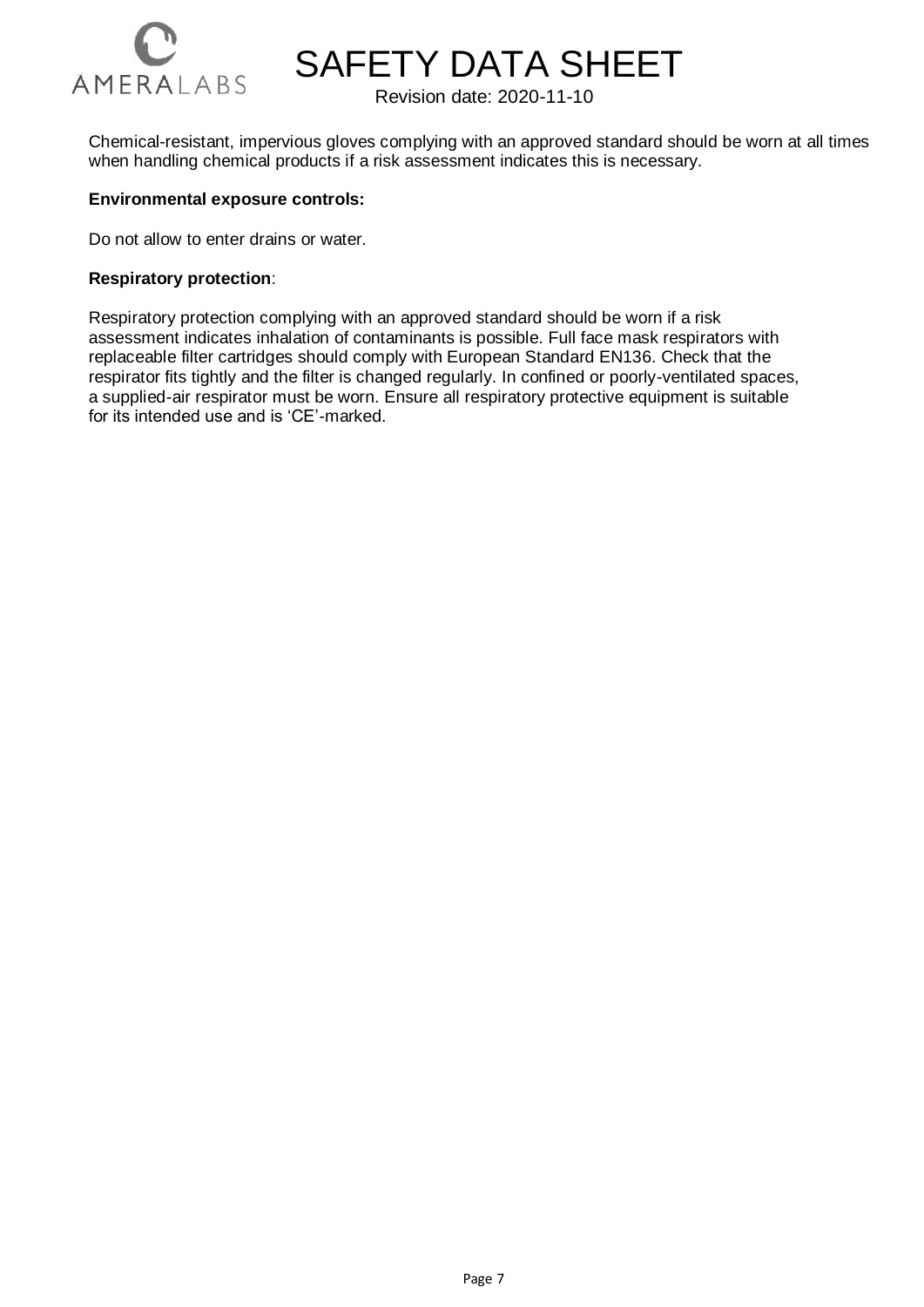Chemical-resistant, impervious gloves complying with an approved standard should be worn at all times when handling chemical products if a risk assessment indicates this is necessary.

**Environmental exposure controls:**

Do not allow to enter drains or water.

**Respiratory protection**:

Respiratory protection complying with an approved standard should be worn if a risk assessment indicates inhalation of contaminants is possible. Full face mask respirators with replaceable filter cartridges should comply with European Standard EN136. Check that the respirator fits tightly and the filter is changed regularly. In confined or poorly-ventilated spaces, a supplied-air respirator must be worn. Ensure all respiratory protective equipment is suitable for its intended use and is 'CE'-marked.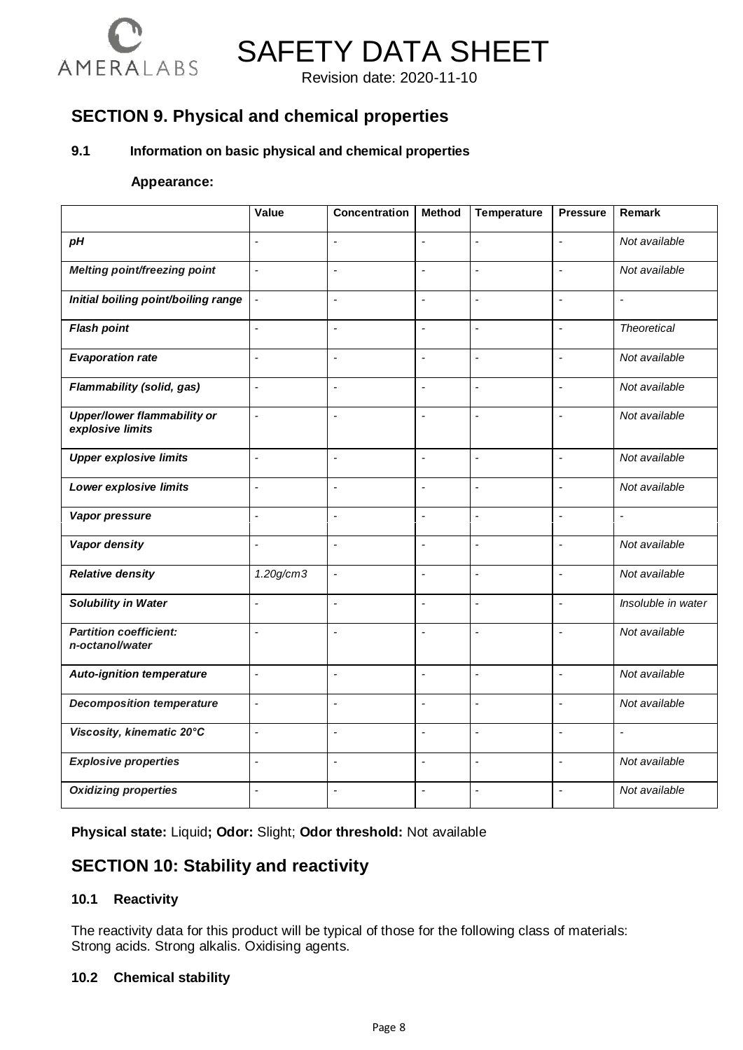## SECTION 9. Physical and chemical properties

### 9.1 Information on basic physical and chemical properties

**Appearance:**

| | Value | Concentration | Method | Temperature | Pressure | Remark |
|---|---|---|---|---|---|---|
| *pH* | - | - | - | - | - | *Not available* |
| *Melting point/freezing point* | - | - | - | - | - | *Not available* |
| *Initial boiling point/boiling range* | - | - | - | - | - | - |
| *Flash point* | - | - | - | - | - | *Theoretical* |
| *Evaporation rate* | - | - | - | - | - | *Not available* |
| *Flammability (solid, gas)* | - | - | - | - | - | *Not available* |
| *Upper/lower flammability or explosive limits* | - | - | - | - | - | *Not available* |
| *Upper explosive limits* | - | - | - | - | - | *Not available* |
| *Lower explosive limits* | - | - | - | - | - | *Not available* |
| *Vapor pressure* | - | - | - | - | - | - |
| *Vapor density* | - | - | - | - | - | *Not available* |
| *Relative density* | *1.20g/cm3* | - | - | - | - | *Not available* |
| *Solubility in Water* | - | - | - | - | - | *Insoluble in water* |
| *Partition coefficient: n-octanol/water* | - | - | - | - | - | *Not available* |
| *Auto-ignition temperature* | - | - | - | - | - | *Not available* |
| *Decomposition temperature* | - | - | - | - | - | *Not available* |
| *Viscosity, kinematic 20°C* | - | - | - | - | - | - |
| *Explosive properties* | - | - | - | - | - | *Not available* |
| *Oxidizing properties* | - | - | - | - | - | *Not available* |

**Physical state:** Liquid**; Odor:** Slight; **Odor threshold:** Not available

## SECTION 10: Stability and reactivity

### 10.1 Reactivity

The reactivity data for this product will be typical of those for the following class of materials:
Strong acids. Strong alkalis. Oxidising agents.

### 10.2 Chemical stability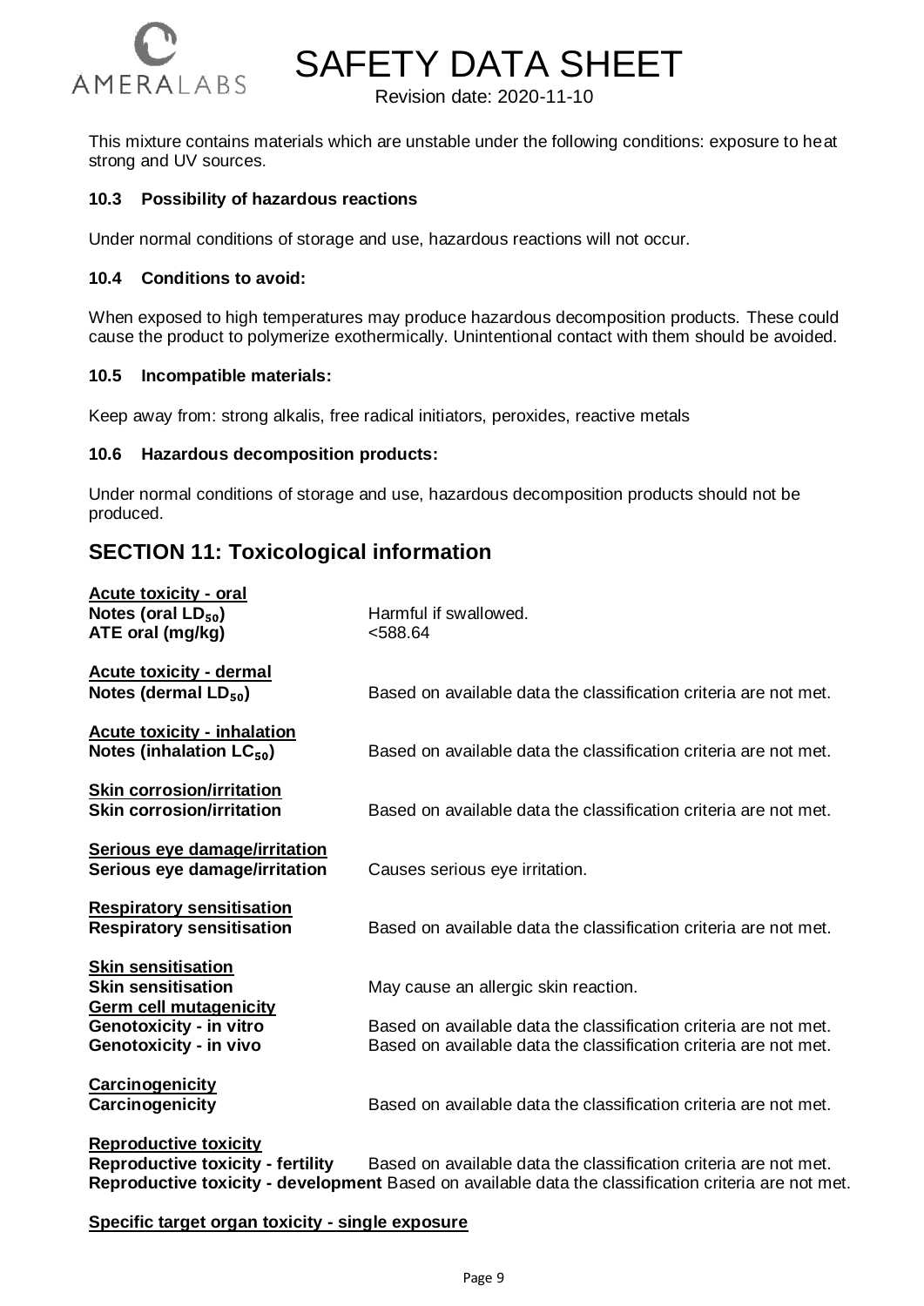This mixture contains materials which are unstable under the following conditions: exposure to heat strong and UV sources.

### 10.3 Possibility of hazardous reactions

Under normal conditions of storage and use, hazardous reactions will not occur.

### 10.4 Conditions to avoid:

When exposed to high temperatures may produce hazardous decomposition products. These could cause the product to polymerize exothermically. Unintentional contact with them should be avoided.

### 10.5 Incompatible materials:

Keep away from: strong alkalis, free radical initiators, peroxides, reactive metals

### 10.6 Hazardous decomposition products:

Under normal conditions of storage and use, hazardous decomposition products should not be produced.

## SECTION 11: Toxicological information

**Acute toxicity - oral**

| | |
|---|---|
| **Notes (oral $LD_{50}$)** | Harmful if swallowed. |
| **ATE oral (mg/kg)** | <588.64 |

**Acute toxicity - dermal**

| | |
|---|---|
| **Notes (dermal $LD_{50}$)** | Based on available data the classification criteria are not met. |

**Acute toxicity - inhalation**

| | |
|---|---|
| **Notes (inhalation $LC_{50}$)** | Based on available data the classification criteria are not met. |

**Skin corrosion/irritation**

| | |
|---|---|
| **Skin corrosion/irritation** | Based on available data the classification criteria are not met. |

**Serious eye damage/irritation**

| | |
|---|---|
| **Serious eye damage/irritation** | Causes serious eye irritation. |

**Respiratory sensitisation**

| | |
|---|---|
| **Respiratory sensitisation** | Based on available data the classification criteria are not met. |

**Skin sensitisation**

| | |
|---|---|
| **Skin sensitisation** | May cause an allergic skin reaction. |

**Germ cell mutagenicity**

| | |
|---|---|
| **Genotoxicity - in vitro** | Based on available data the classification criteria are not met. |
| **Genotoxicity - in vivo** | Based on available data the classification criteria are not met. |

**Carcinogenicity**

| | |
|---|---|
| **Carcinogenicity** | Based on available data the classification criteria are not met. |

**Reproductive toxicity**

| | |
|---|---|
| **Reproductive toxicity - fertility** | Based on available data the classification criteria are not met. |
| **Reproductive toxicity - development** | Based on available data the classification criteria are not met. |

**Specific target organ toxicity - single exposure**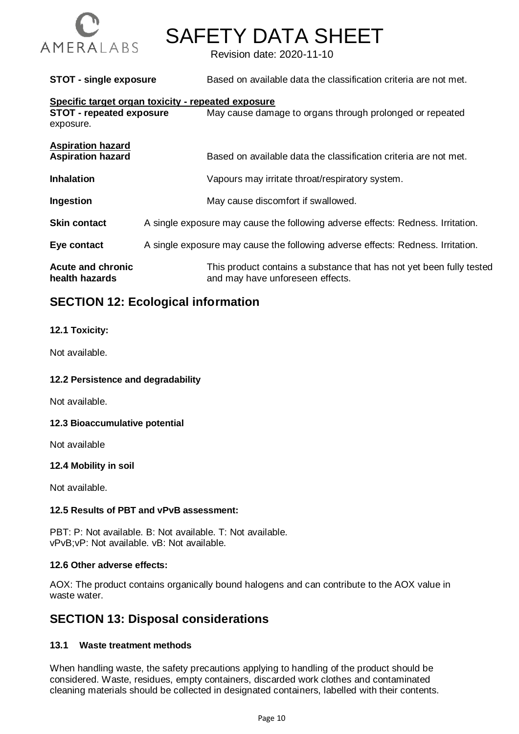**STOT - single exposure** Based on available data the classification criteria are not met.

**Specific target organ toxicity - repeated exposure**

**STOT - repeated exposure** May cause damage to organs through prolonged or repeated exposure.

**Aspiration hazard**

**Aspiration hazard** Based on available data the classification criteria are not met.

**Inhalation** Vapours may irritate throat/respiratory system.

**Ingestion** May cause discomfort if swallowed.

**Skin contact** A single exposure may cause the following adverse effects: Redness. Irritation.

**Eye contact** A single exposure may cause the following adverse effects: Redness. Irritation.

**Acute and chronic health hazards** This product contains a substance that has not yet been fully tested and may have unforeseen effects.

## SECTION 12: Ecological information

**12.1 Toxicity:**

Not available.

**12.2 Persistence and degradability**

Not available.

**12.3 Bioaccumulative potential**

Not available

**12.4 Mobility in soil**

Not available.

**12.5 Results of PBT and vPvB assessment:**

PBT: P: Not available. B: Not available. T: Not available.
vPvB;vP: Not available. vB: Not available.

**12.6 Other adverse effects:**

AOX: The product contains organically bound halogens and can contribute to the AOX value in waste water.

## SECTION 13: Disposal considerations

**13.1 Waste treatment methods**

When handling waste, the safety precautions applying to handling of the product should be considered. Waste, residues, empty containers, discarded work clothes and contaminated cleaning materials should be collected in designated containers, labelled with their contents.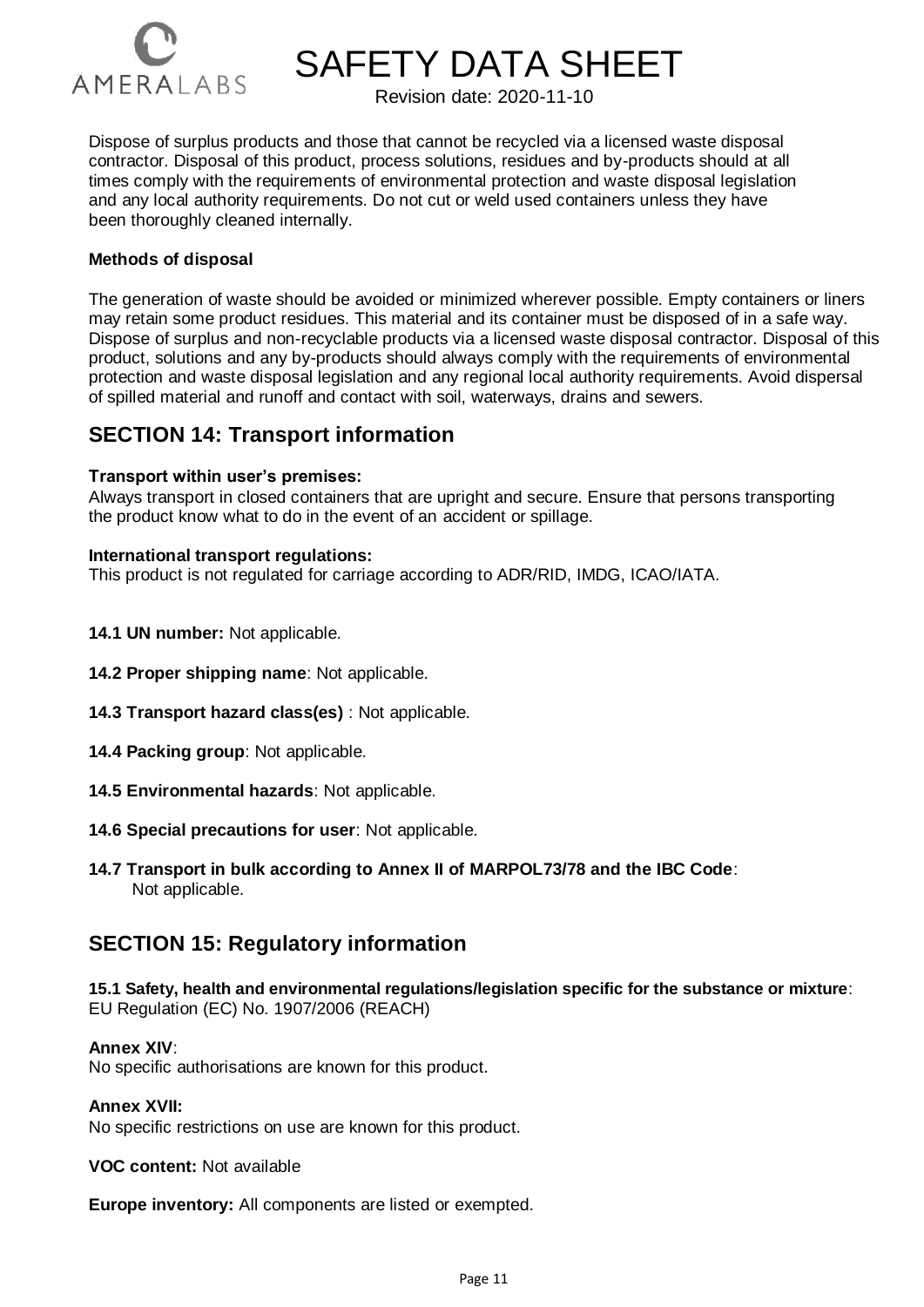Dispose of surplus products and those that cannot be recycled via a licensed waste disposal contractor. Disposal of this product, process solutions, residues and by-products should at all times comply with the requirements of environmental protection and waste disposal legislation and any local authority requirements. Do not cut or weld used containers unless they have been thoroughly cleaned internally.

**Methods of disposal**

The generation of waste should be avoided or minimized wherever possible. Empty containers or liners may retain some product residues. This material and its container must be disposed of in a safe way. Dispose of surplus and non-recyclable products via a licensed waste disposal contractor. Disposal of this product, solutions and any by-products should always comply with the requirements of environmental protection and waste disposal legislation and any regional local authority requirements. Avoid dispersal of spilled material and runoff and contact with soil, waterways, drains and sewers.

## SECTION 14: Transport information

**Transport within user's premises:**
Always transport in closed containers that are upright and secure. Ensure that persons transporting the product know what to do in the event of an accident or spillage.

**International transport regulations:**
This product is not regulated for carriage according to ADR/RID, IMDG, ICAO/IATA.

**14.1 UN number:** Not applicable.

**14.2 Proper shipping name**: Not applicable.

**14.3 Transport hazard class(es)** : Not applicable.

**14.4 Packing group**: Not applicable.

**14.5 Environmental hazards**: Not applicable.

**14.6 Special precautions for user**: Not applicable.

**14.7 Transport in bulk according to Annex II of MARPOL73/78 and the IBC Code**:
Not applicable.

## SECTION 15: Regulatory information

**15.1 Safety, health and environmental regulations/legislation specific for the substance or mixture**:
EU Regulation (EC) No. 1907/2006 (REACH)

**Annex XIV**:
No specific authorisations are known for this product.

**Annex XVII:**
No specific restrictions on use are known for this product.

**VOC content:** Not available

**Europe inventory:** All components are listed or exempted.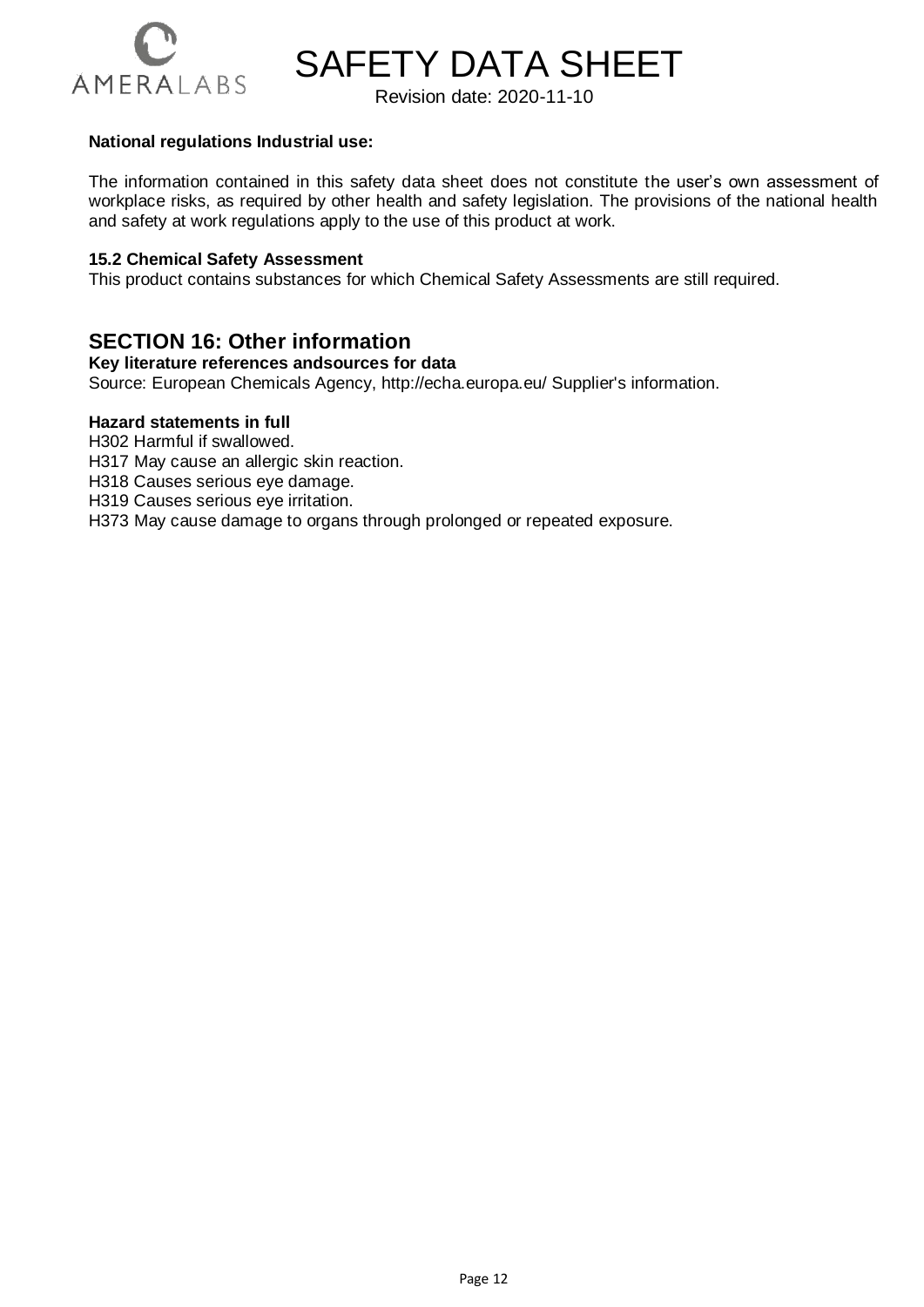**National regulations Industrial use:**

The information contained in this safety data sheet does not constitute the user's own assessment of workplace risks, as required by other health and safety legislation. The provisions of the national health and safety at work regulations apply to the use of this product at work.

**15.2 Chemical Safety Assessment**

This product contains substances for which Chemical Safety Assessments are still required.

## SECTION 16: Other information

**Key literature references andsources for data**

Source: European Chemicals Agency, http://echa.europa.eu/ Supplier's information.

**Hazard statements in full**

H302 Harmful if swallowed.
H317 May cause an allergic skin reaction.
H318 Causes serious eye damage.
H319 Causes serious eye irritation.
H373 May cause damage to organs through prolonged or repeated exposure.